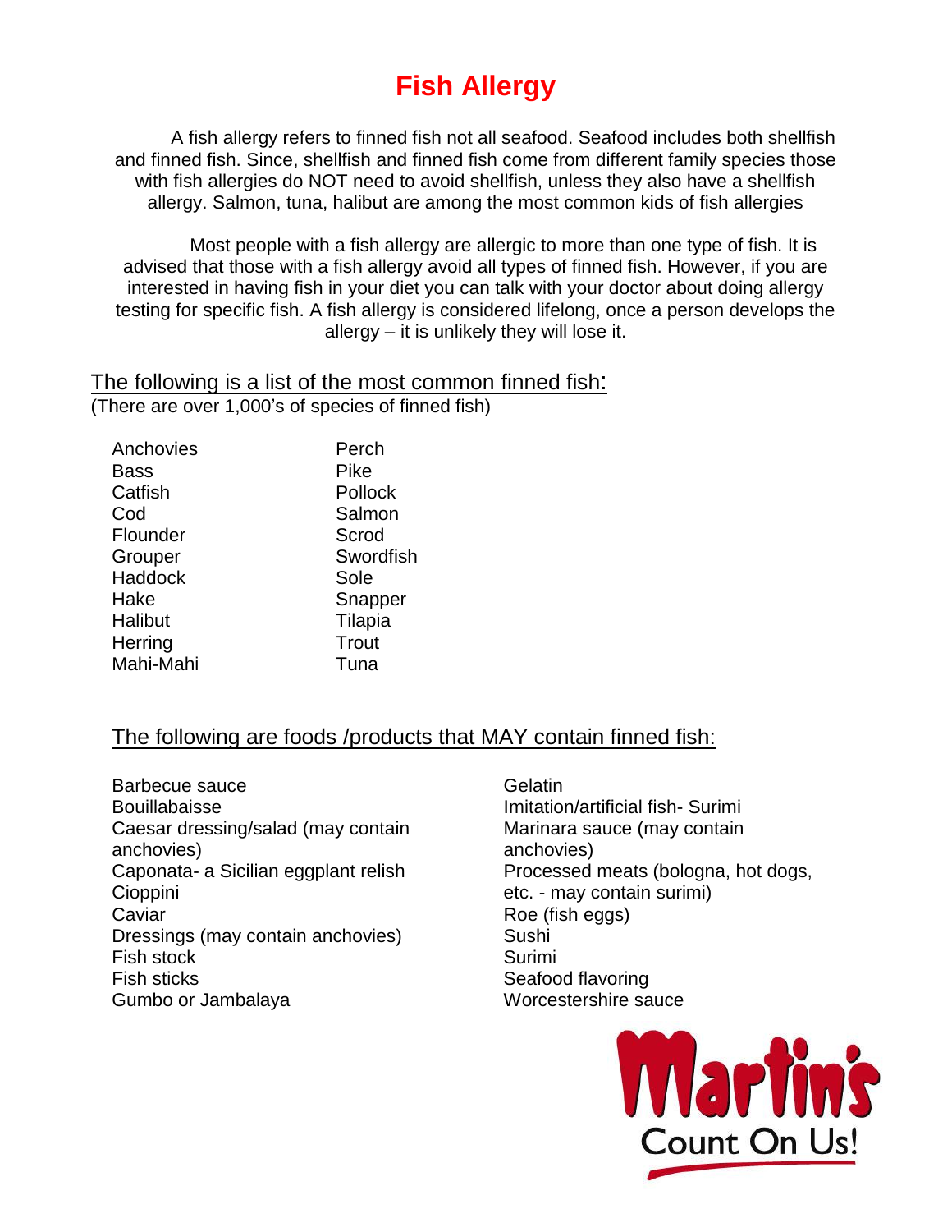# Fish Allergy

A fish allergy refers to finned fish not all seafood. Seafood includes both shellfish and finned fish. Since, shellfish and finned fish come from different family species those with fish allergies do NOT need to avoid shellfish, unless they also have a shellfish allergy. Salmon, tuna, halibut are among the most common kids of fish allergies

Most people with a fish allergy are allergic to more than one type of fish. It is advised that those with a fish allergy avoid all types of finned fish. However, if you are interested in having fish in your diet you can talk with your doctor about doing allergy testing for specific fish. A fish allergy is considered lifelong, once a person develops the allergy – it is unlikely they will lose it.

## The following is a list of the most common finned fish:

(There are over 1,000's of species of finned fish)

- Anchovies
- Bass
- Catfish
- Cod
- Flounder
- Grouper
- Haddock
- Hake
- Halibut
- Herring
- Mahi-Mahi
- Perch
- Pike
- Pollock
- Salmon
- Scrod
- Swordfish
- Sole
- Snapper
- Tilapia
- Trout
- Tuna

## The following are foods /products that MAY contain finned fish:

- Barbecue sauce
- Bouillabaisse
- Caesar dressing/salad (may contain anchovies)
- Caponata- a Sicilian eggplant relish
- Cioppini
- Caviar
- Dressings (may contain anchovies)
- Fish stock
- Fish sticks
- Gumbo or Jambalaya
- Gelatin
- Imitation/artificial fish- Surimi
- Marinara sauce (may contain anchovies)
- Processed meats (bologna, hot dogs, etc. - may contain surimi)
- Roe (fish eggs)
- Sushi
- Surimi
- Seafood flavoring
- Worcestershire sauce

Martin's
Count On Us!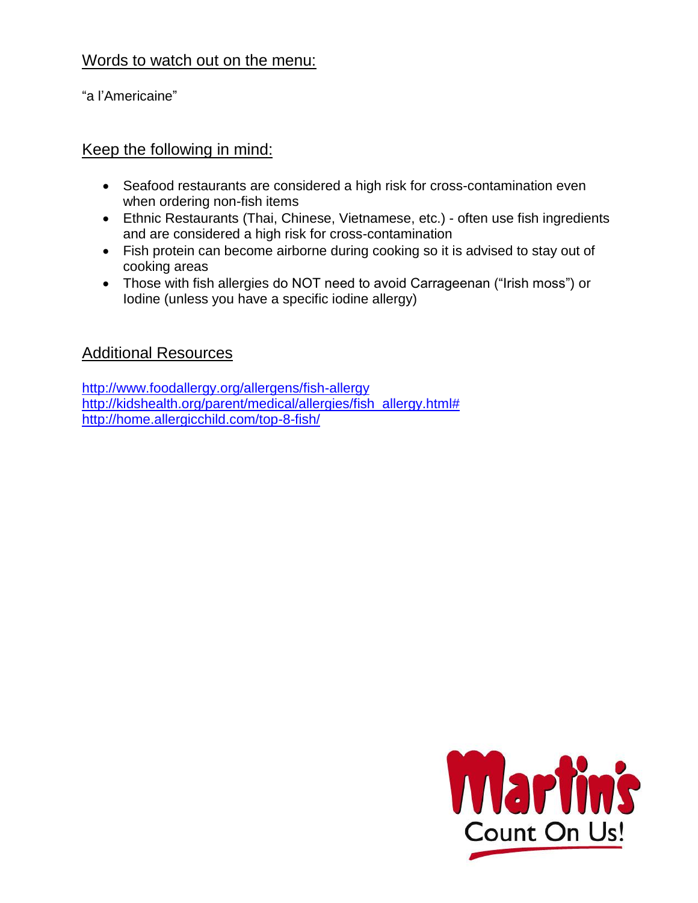## Words to watch out on the menu:

"a l'Americaine"

## Keep the following in mind:

- Seafood restaurants are considered a high risk for cross-contamination even when ordering non-fish items
- Ethnic Restaurants (Thai, Chinese, Vietnamese, etc.) - often use fish ingredients and are considered a high risk for cross-contamination
- Fish protein can become airborne during cooking so it is advised to stay out of cooking areas
- Those with fish allergies do NOT need to avoid Carrageenan ("Irish moss") or Iodine (unless you have a specific iodine allergy)

## Additional Resources

http://www.foodallergy.org/allergens/fish-allergy
http://kidshealth.org/parent/medical/allergies/fish_allergy.html#
http://home.allergicchild.com/top-8-fish/

Martin's
Count On Us!